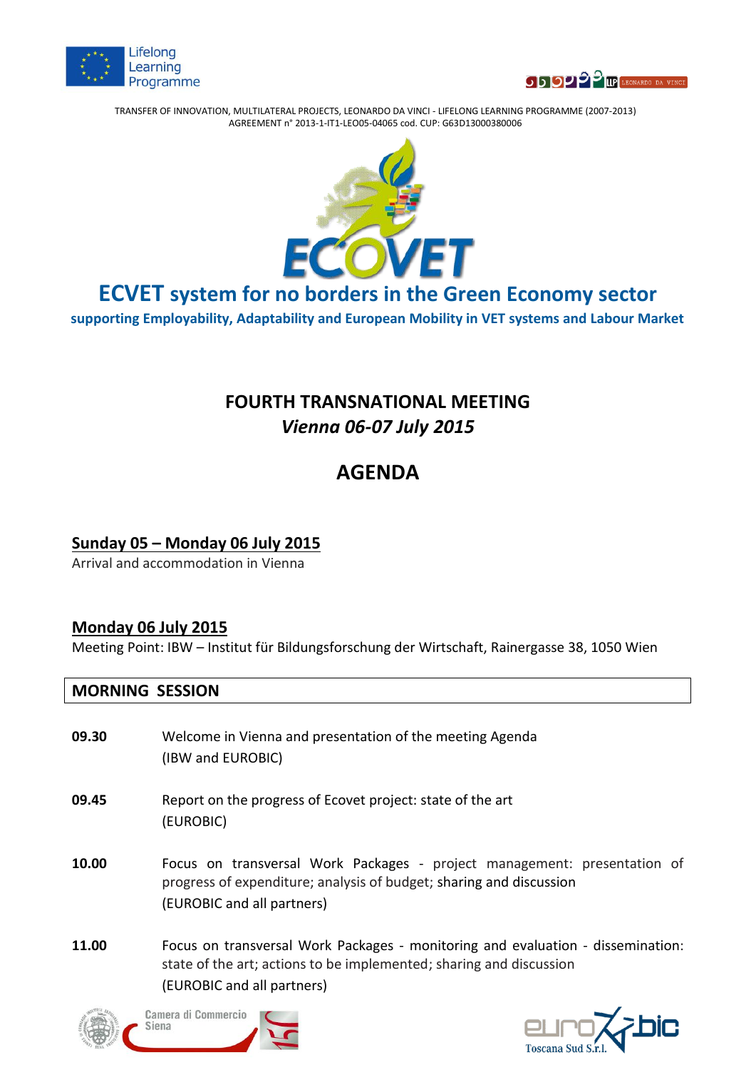Lifelong Learning Programme

TRANSFER OF INNOVATION, MULTILATERAL PROJECTS, LEONARDO DA VINCI - LIFELONG LEARNING PROGRAMME (2007-2013)
AGREEMENT n° 2013-1-IT1-LEO05-04065 cod. CUP: G63D13000380006

# ECVET system for no borders in the Green Economy sector

**supporting Employability, Adaptability and European Mobility in VET systems and Labour Market**

## FOURTH TRANSNATIONAL MEETING

***Vienna 06-07 July 2015***

## AGENDA

**Sunday 05 – Monday 06 July 2015**

Arrival and accommodation in Vienna

**Monday 06 July 2015**

Meeting Point: IBW – Institut für Bildungsforschung der Wirtschaft, Rainergasse 38, 1050 Wien

### MORNING SESSION

**09.30** Welcome in Vienna and presentation of the meeting Agenda
(IBW and EUROBIC)

**09.45** Report on the progress of Ecovet project: state of the art
(EUROBIC)

**10.00** Focus on transversal Work Packages - project management: presentation of progress of expenditure; analysis of budget; sharing and discussion
(EUROBIC and all partners)

**11.00** Focus on transversal Work Packages - monitoring and evaluation - dissemination: state of the art; actions to be implemented; sharing and discussion
(EUROBIC and all partners)

Camera di Commercio Siena

euro bic Toscana Sud S.r.l.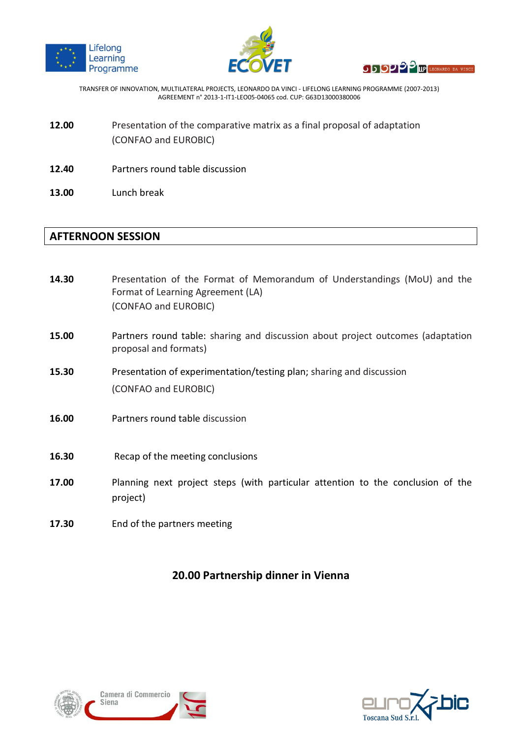**12.00** Presentation of the comparative matrix as a final proposal of adaptation (CONFAO and EUROBIC)

**12.40** Partners round table discussion

**13.00** Lunch break

## AFTERNOON SESSION

**14.30** Presentation of the Format of Memorandum of Understandings (MoU) and the Format of Learning Agreement (LA) (CONFAO and EUROBIC)

**15.00** Partners round table: sharing and discussion about project outcomes (adaptation proposal and formats)

**15.30** Presentation of experimentation/testing plan; sharing and discussion (CONFAO and EUROBIC)

**16.00** Partners round table discussion

**16.30** Recap of the meeting conclusions

**17.00** Planning next project steps (with particular attention to the conclusion of the project)

**17.30** End of the partners meeting

### 20.00 Partnership dinner in Vienna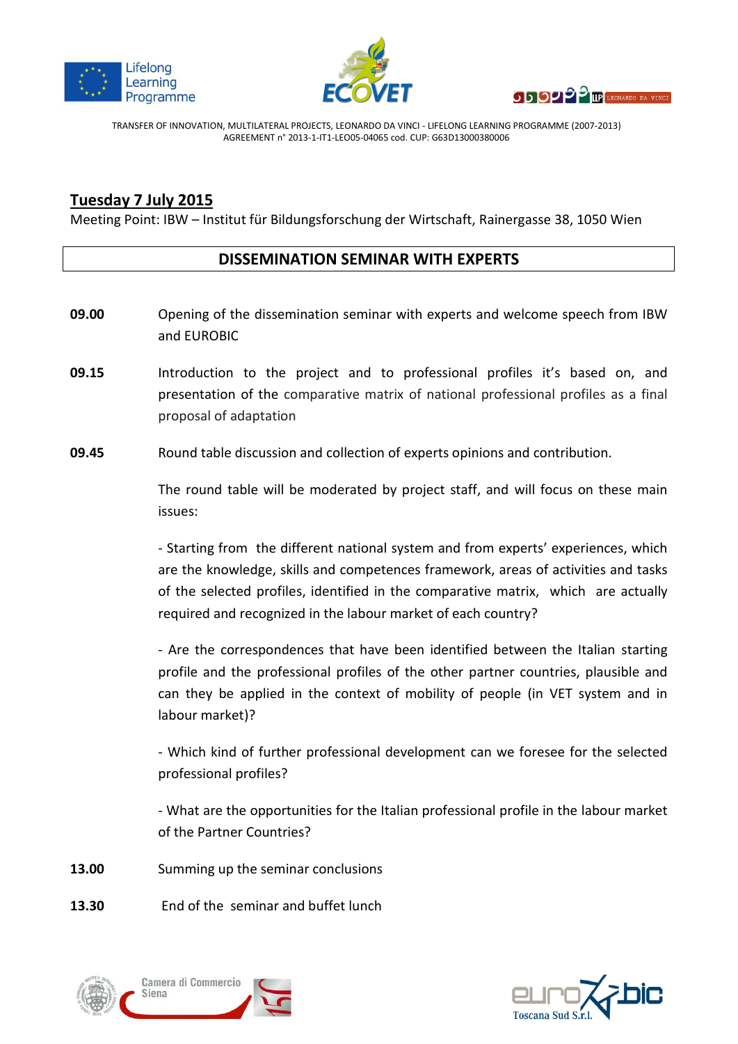TRANSFER OF INNOVATION, MULTILATERAL PROJECTS, LEONARDO DA VINCI - LIFELONG LEARNING PROGRAMME (2007-2013)
AGREEMENT n° 2013-1-IT1-LEO05-04065 cod. CUP: G63D13000380006

## Tuesday 7 July 2015

Meeting Point: IBW – Institut für Bildungsforschung der Wirtschaft, Rainergasse 38, 1050 Wien

### DISSEMINATION SEMINAR WITH EXPERTS

**09.00** Opening of the dissemination seminar with experts and welcome speech from IBW and EUROBIC

**09.15** Introduction to the project and to professional profiles it's based on, and presentation of the comparative matrix of national professional profiles as a final proposal of adaptation

**09.45** Round table discussion and collection of experts opinions and contribution.

The round table will be moderated by project staff, and will focus on these main issues:

- Starting from the different national system and from experts' experiences, which are the knowledge, skills and competences framework, areas of activities and tasks of the selected profiles, identified in the comparative matrix, which are actually required and recognized in the labour market of each country?

- Are the correspondences that have been identified between the Italian starting profile and the professional profiles of the other partner countries, plausible and can they be applied in the context of mobility of people (in VET system and in labour market)?

- Which kind of further professional development can we foresee for the selected professional profiles?

- What are the opportunities for the Italian professional profile in the labour market of the Partner Countries?

**13.00** Summing up the seminar conclusions

**13.30** End of the seminar and buffet lunch